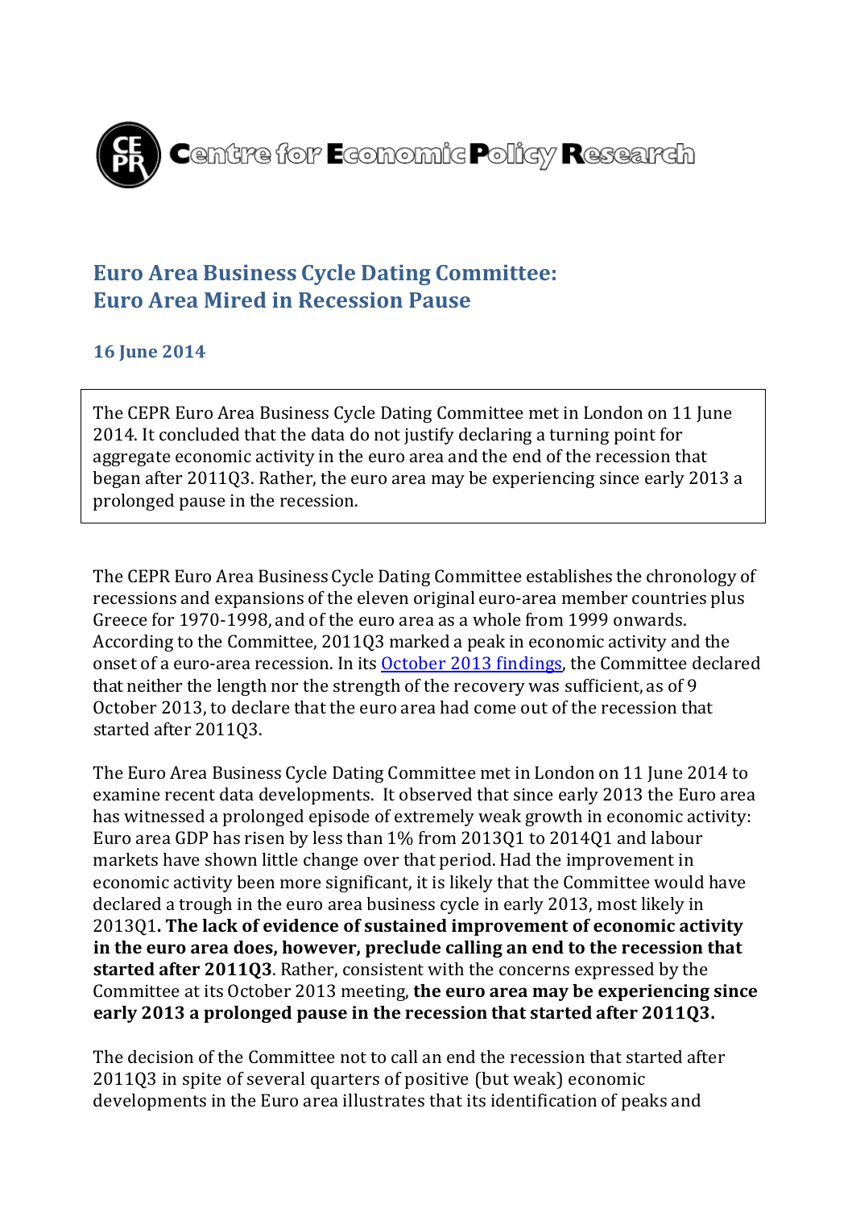Centre for Economic Policy Research

# Euro Area Business Cycle Dating Committee: Euro Area Mired in Recession Pause

**16 June 2014**

The CEPR Euro Area Business Cycle Dating Committee met in London on 11 June 2014. It concluded that the data do not justify declaring a turning point for aggregate economic activity in the euro area and the end of the recession that began after 2011Q3. Rather, the euro area may be experiencing since early 2013 a prolonged pause in the recession.

The CEPR Euro Area Business Cycle Dating Committee establishes the chronology of recessions and expansions of the eleven original euro-area member countries plus Greece for 1970-1998, and of the euro area as a whole from 1999 onwards. According to the Committee, 2011Q3 marked a peak in economic activity and the onset of a euro-area recession. In its [October 2013 findings](), the Committee declared that neither the length nor the strength of the recovery was sufficient, as of 9 October 2013, to declare that the euro area had come out of the recession that started after 2011Q3.

The Euro Area Business Cycle Dating Committee met in London on 11 June 2014 to examine recent data developments. It observed that since early 2013 the Euro area has witnessed a prolonged episode of extremely weak growth in economic activity: Euro area GDP has risen by less than 1% from 2013Q1 to 2014Q1 and labour markets have shown little change over that period. Had the improvement in economic activity been more significant, it is likely that the Committee would have declared a trough in the euro area business cycle in early 2013, most likely in 2013Q1. **The lack of evidence of sustained improvement of economic activity in the euro area does, however, preclude calling an end to the recession that started after 2011Q3**. Rather, consistent with the concerns expressed by the Committee at its October 2013 meeting, **the euro area may be experiencing since early 2013 a prolonged pause in the recession that started after 2011Q3.**

The decision of the Committee not to call an end the recession that started after 2011Q3 in spite of several quarters of positive (but weak) economic developments in the Euro area illustrates that its identification of peaks and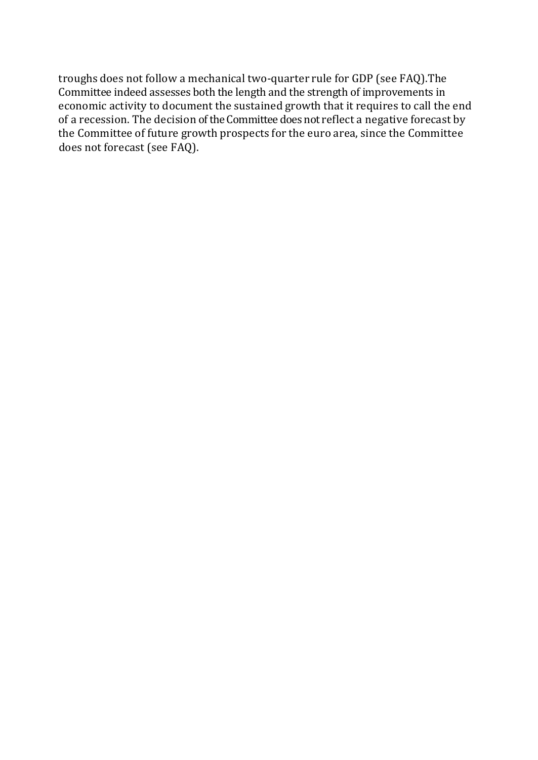troughs does not follow a mechanical two-quarter rule for GDP (see FAQ).The Committee indeed assesses both the length and the strength of improvements in economic activity to document the sustained growth that it requires to call the end of a recession. The decision of the Committee does not reflect a negative forecast by the Committee of future growth prospects for the euro area, since the Committee does not forecast (see FAQ).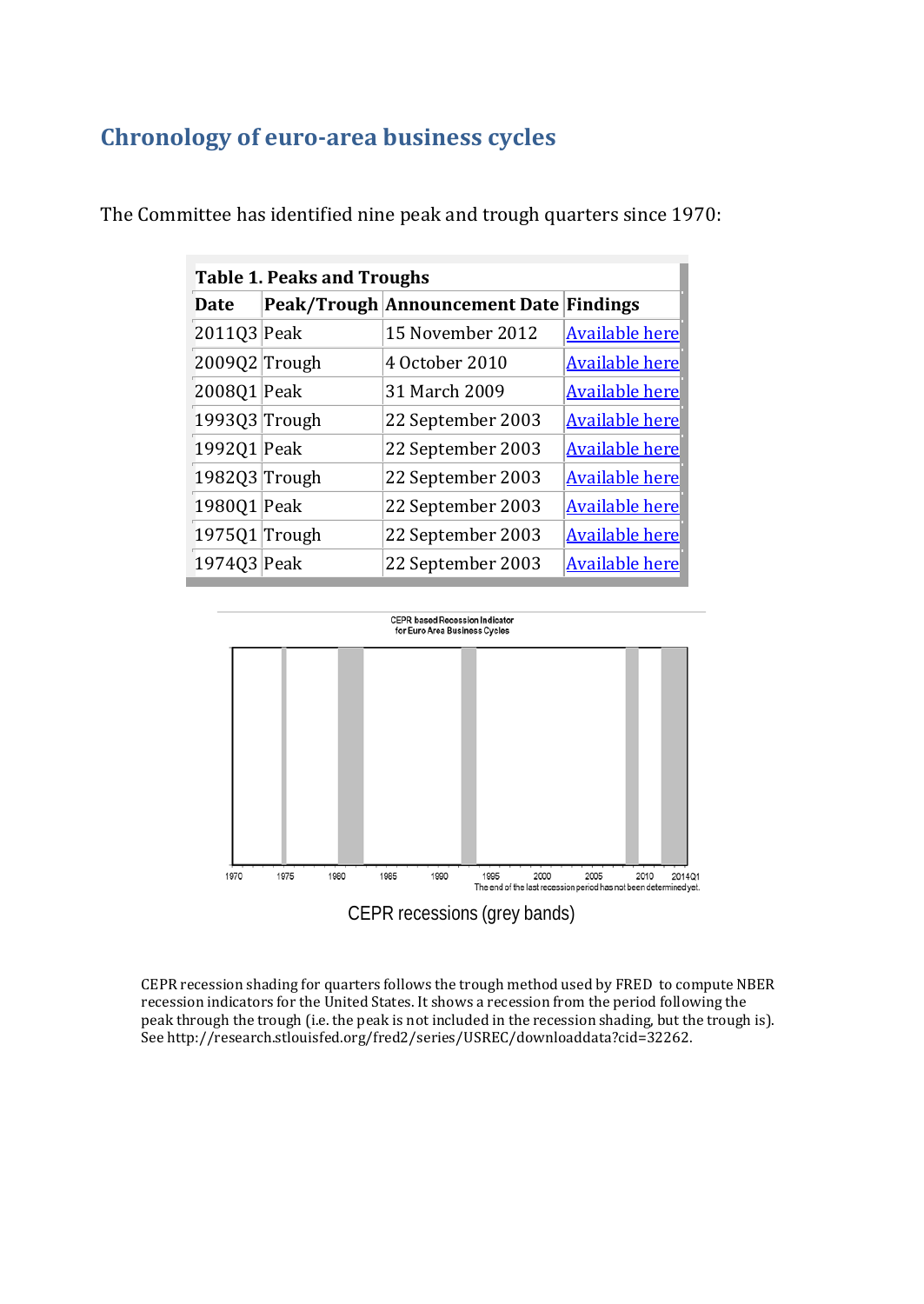## Chronology of euro-area business cycles

The Committee has identified nine peak and trough quarters since 1970:

| Table 1. Peaks and Troughs | | | |
|---|---|---|---|
| **Date** | **Peak/Trough** | **Announcement Date** | **Findings** |
| 2011Q3 | Peak | 15 November 2012 | Available here |
| 2009Q2 | Trough | 4 October 2010 | Available here |
| 2008Q1 | Peak | 31 March 2009 | Available here |
| 1993Q3 | Trough | 22 September 2003 | Available here |
| 1992Q1 | Peak | 22 September 2003 | Available here |
| 1982Q3 | Trough | 22 September 2003 | Available here |
| 1980Q1 | Peak | 22 September 2003 | Available here |
| 1975Q1 | Trough | 22 September 2003 | Available here |
| 1974Q3 | Peak | 22 September 2003 | Available here |

CEPR based Recession Indicator for Euro Area Business Cycles

The end of the last recession period has not been determined yet.

CEPR recessions (grey bands)

CEPR recession shading for quarters follows the trough method used by FRED to compute NBER recession indicators for the United States. It shows a recession from the period following the peak through the trough (i.e. the peak is not included in the recession shading, but the trough is). See http://research.stlouisfed.org/fred2/series/USREC/downloaddata?cid=32262.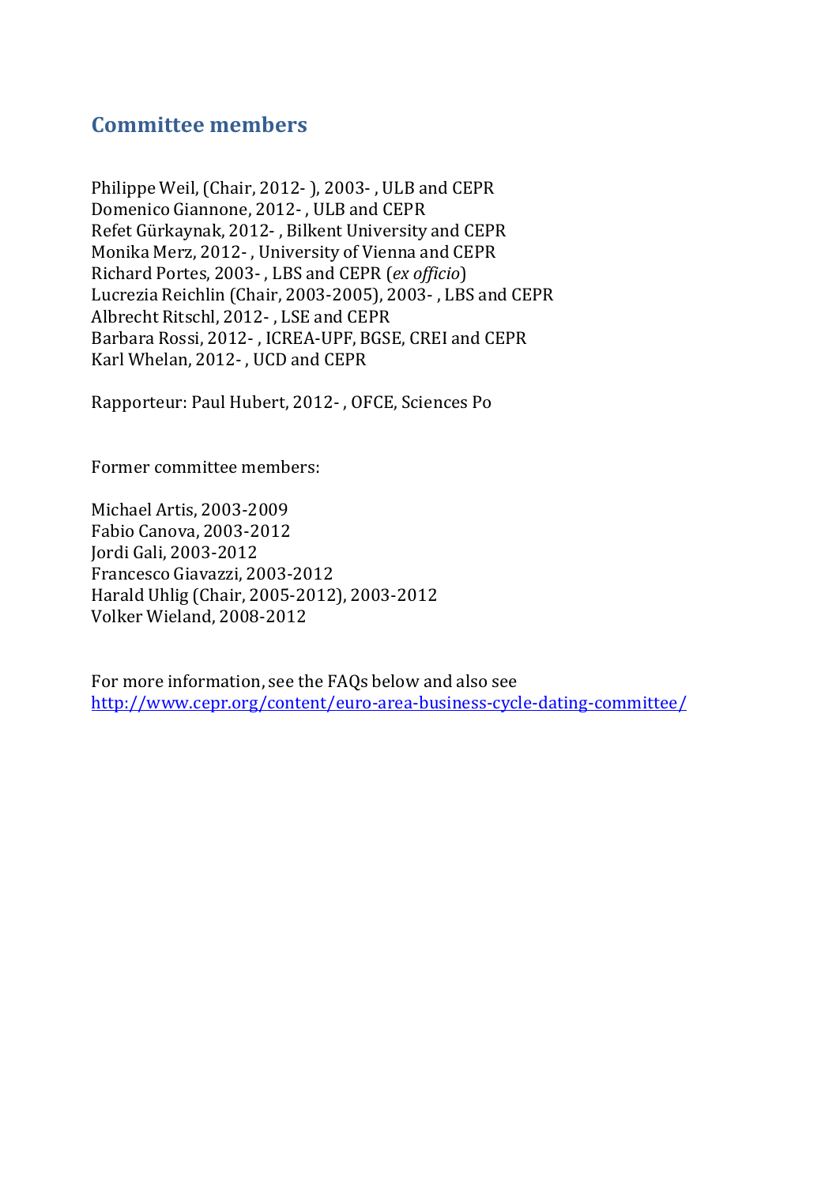## Committee members

Philippe Weil, (Chair, 2012- ), 2003- , ULB and CEPR
Domenico Giannone, 2012- , ULB and CEPR
Refet Gürkaynak, 2012- , Bilkent University and CEPR
Monika Merz, 2012- , University of Vienna and CEPR
Richard Portes, 2003- , LBS and CEPR (*ex officio*)
Lucrezia Reichlin (Chair, 2003-2005), 2003- , LBS and CEPR
Albrecht Ritschl, 2012- , LSE and CEPR
Barbara Rossi, 2012- , ICREA-UPF, BGSE, CREI and CEPR
Karl Whelan, 2012- , UCD and CEPR

Rapporteur: Paul Hubert, 2012- , OFCE, Sciences Po

Former committee members:

Michael Artis, 2003-2009
Fabio Canova, 2003-2012
Jordi Gali, 2003-2012
Francesco Giavazzi, 2003-2012
Harald Uhlig (Chair, 2005-2012), 2003-2012
Volker Wieland, 2008-2012

For more information, see the FAQs below and also see
[http://www.cepr.org/content/euro-area-business-cycle-dating-committee/](http://www.cepr.org/content/euro-area-business-cycle-dating-committee/)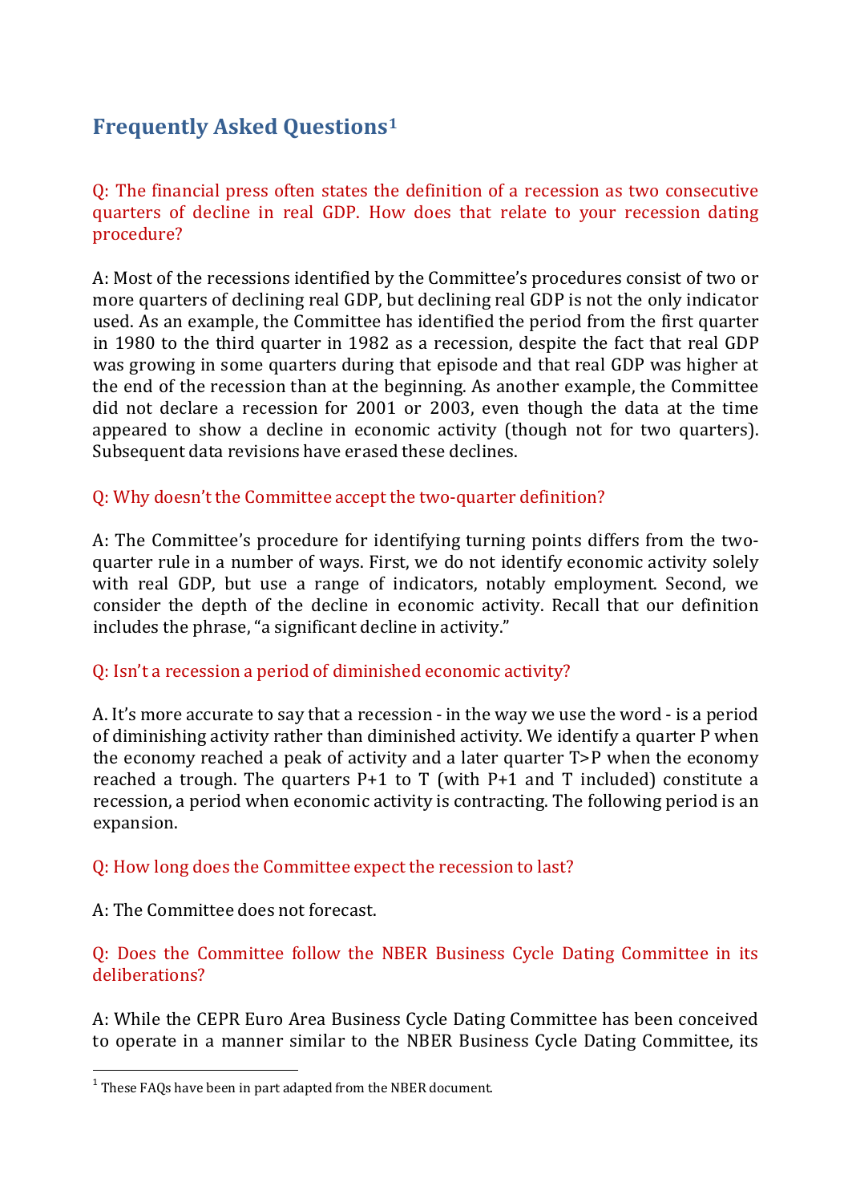## Frequently Asked Questions[1]

Q: The financial press often states the definition of a recession as two consecutive quarters of decline in real GDP. How does that relate to your recession dating procedure?

A: Most of the recessions identified by the Committee's procedures consist of two or more quarters of declining real GDP, but declining real GDP is not the only indicator used. As an example, the Committee has identified the period from the first quarter in 1980 to the third quarter in 1982 as a recession, despite the fact that real GDP was growing in some quarters during that episode and that real GDP was higher at the end of the recession than at the beginning. As another example, the Committee did not declare a recession for 2001 or 2003, even though the data at the time appeared to show a decline in economic activity (though not for two quarters). Subsequent data revisions have erased these declines.

Q: Why doesn't the Committee accept the two-quarter definition?

A: The Committee's procedure for identifying turning points differs from the two-quarter rule in a number of ways. First, we do not identify economic activity solely with real GDP, but use a range of indicators, notably employment. Second, we consider the depth of the decline in economic activity. Recall that our definition includes the phrase, "a significant decline in activity."

Q: Isn't a recession a period of diminished economic activity?

A. It's more accurate to say that a recession - in the way we use the word - is a period of diminishing activity rather than diminished activity. We identify a quarter P when the economy reached a peak of activity and a later quarter T>P when the economy reached a trough. The quarters P+1 to T (with P+1 and T included) constitute a recession, a period when economic activity is contracting. The following period is an expansion.

Q: How long does the Committee expect the recession to last?

A: The Committee does not forecast.

Q: Does the Committee follow the NBER Business Cycle Dating Committee in its deliberations?

A: While the CEPR Euro Area Business Cycle Dating Committee has been conceived to operate in a manner similar to the NBER Business Cycle Dating Committee, its

[1] These FAQs have been in part adapted from the NBER document.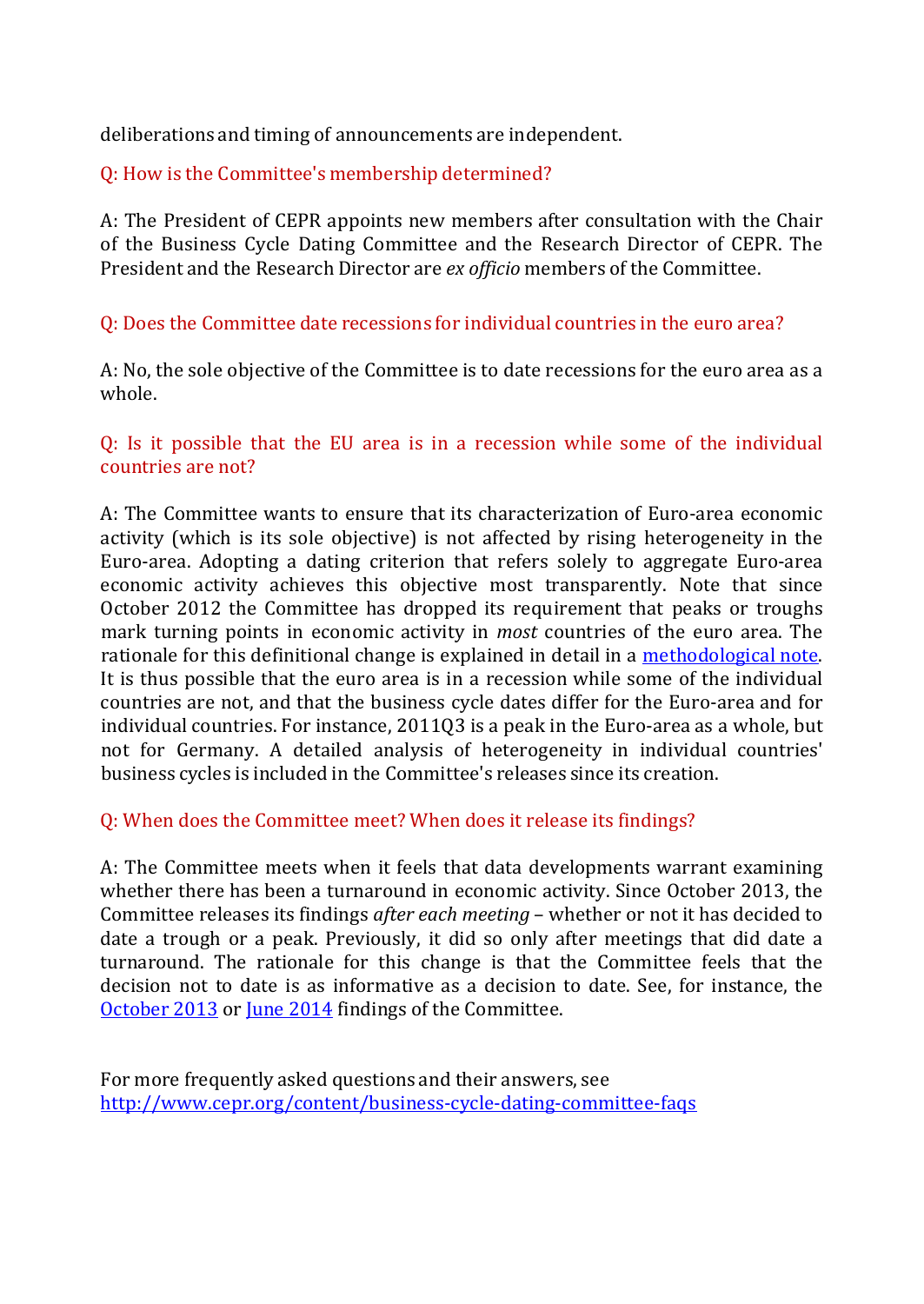deliberations and timing of announcements are independent.

Q: How is the Committee's membership determined?

A: The President of CEPR appoints new members after consultation with the Chair of the Business Cycle Dating Committee and the Research Director of CEPR. The President and the Research Director are *ex officio* members of the Committee.

Q: Does the Committee date recessions for individual countries in the euro area?

A: No, the sole objective of the Committee is to date recessions for the euro area as a whole.

Q: Is it possible that the EU area is in a recession while some of the individual countries are not?

A: The Committee wants to ensure that its characterization of Euro-area economic activity (which is its sole objective) is not affected by rising heterogeneity in the Euro-area. Adopting a dating criterion that refers solely to aggregate Euro-area economic activity achieves this objective most transparently. Note that since October 2012 the Committee has dropped its requirement that peaks or troughs mark turning points in economic activity in *most* countries of the euro area. The rationale for this definitional change is explained in detail in a [methodological note](). It is thus possible that the euro area is in a recession while some of the individual countries are not, and that the business cycle dates differ for the Euro-area and for individual countries. For instance, 2011Q3 is a peak in the Euro-area as a whole, but not for Germany. A detailed analysis of heterogeneity in individual countries' business cycles is included in the Committee's releases since its creation.

Q: When does the Committee meet? When does it release its findings?

A: The Committee meets when it feels that data developments warrant examining whether there has been a turnaround in economic activity. Since October 2013, the Committee releases its findings *after each meeting* – whether or not it has decided to date a trough or a peak. Previously, it did so only after meetings that did date a turnaround. The rationale for this change is that the Committee feels that the decision not to date is as informative as a decision to date. See, for instance, the [October 2013]() or [June 2014]() findings of the Committee.

For more frequently asked questions and their answers, see
[http://www.cepr.org/content/business-cycle-dating-committee-faqs](http://www.cepr.org/content/business-cycle-dating-committee-faqs)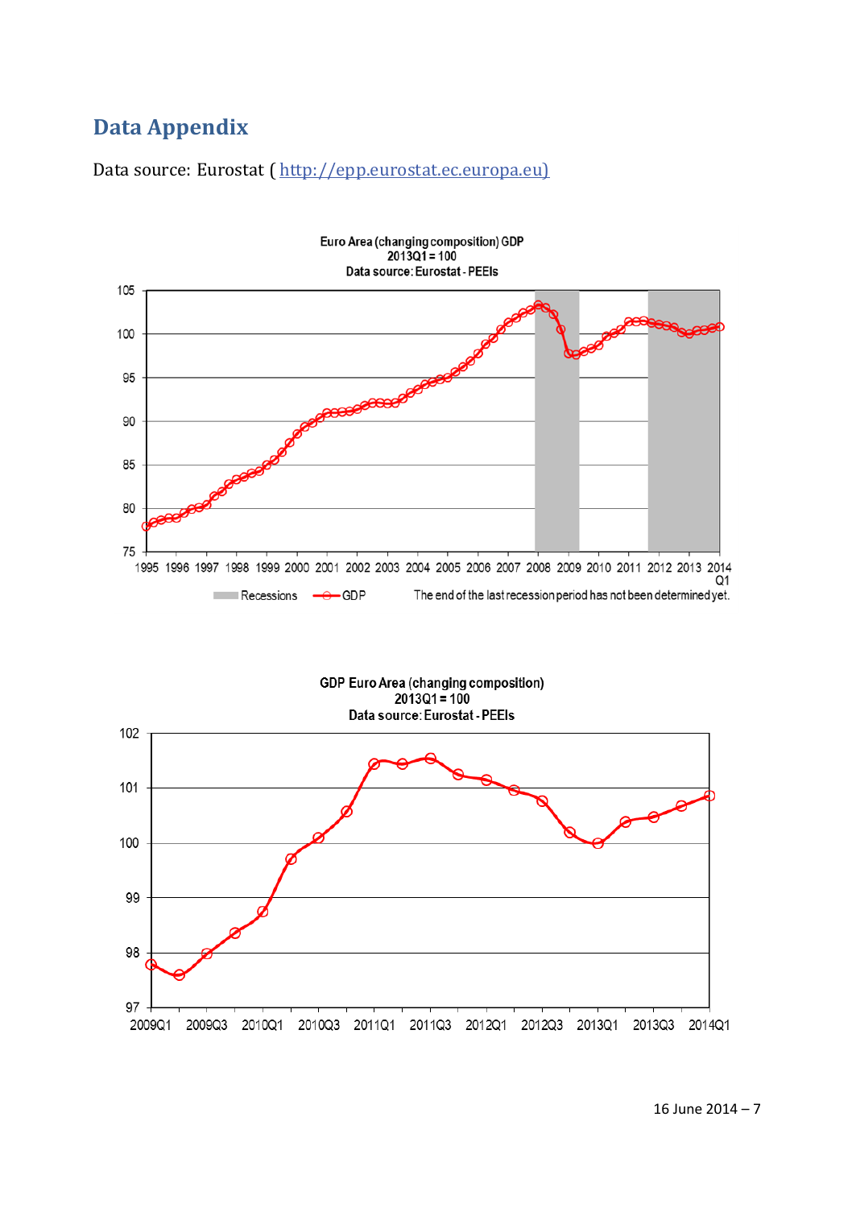## Data Appendix

Data source: Eurostat ( http://epp.eurostat.ec.europa.eu)

Euro Area (changing composition) GDP
2013Q1 = 100
Data source: Eurostat - PEEIs

Recessions — GDP — The end of the last recession period has not been determined yet.

GDP Euro Area (changing composition)
2013Q1 = 100
Data source: Eurostat - PEEIs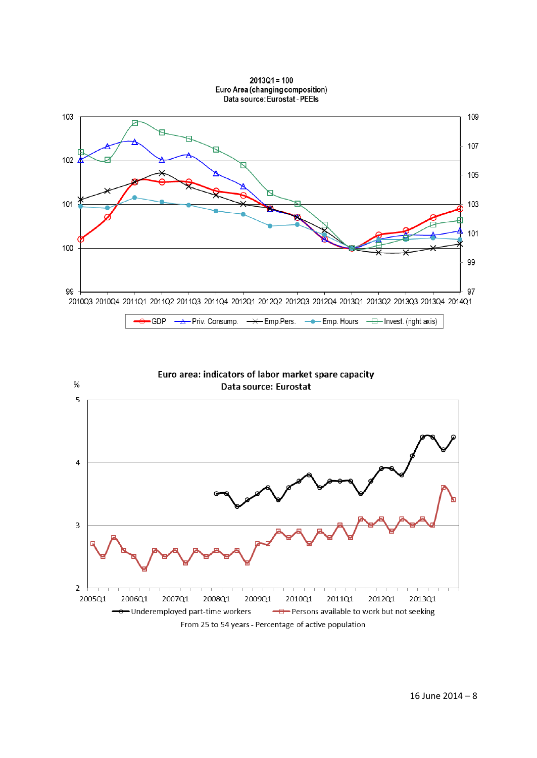2013Q1 = 100
Euro Area (changing composition)
Data source: Eurostat - PEEIs

103
102
101
100
99

109
107
105
103
101
99
97

2010Q3 2010Q4 2011Q1 2011Q2 2011Q3 2011Q4 2012Q1 2012Q2 2012Q3 2012Q4 2013Q1 2013Q2 2013Q3 2013Q4 2014Q1

GDP
Priv. Consump.
Emp.Pers.
Emp. Hours
Invest. (right axis)

Euro area: indicators of labor market spare capacity
Data source: Eurostat

%
5
4
3
2

2005Q1 2006Q1 2007Q1 2008Q1 2009Q1 2010Q1 2011Q1 2012Q1 2013Q1

Underemployed part-time workers
Persons available to work but not seeking

From 25 to 54 years - Percentage of active population